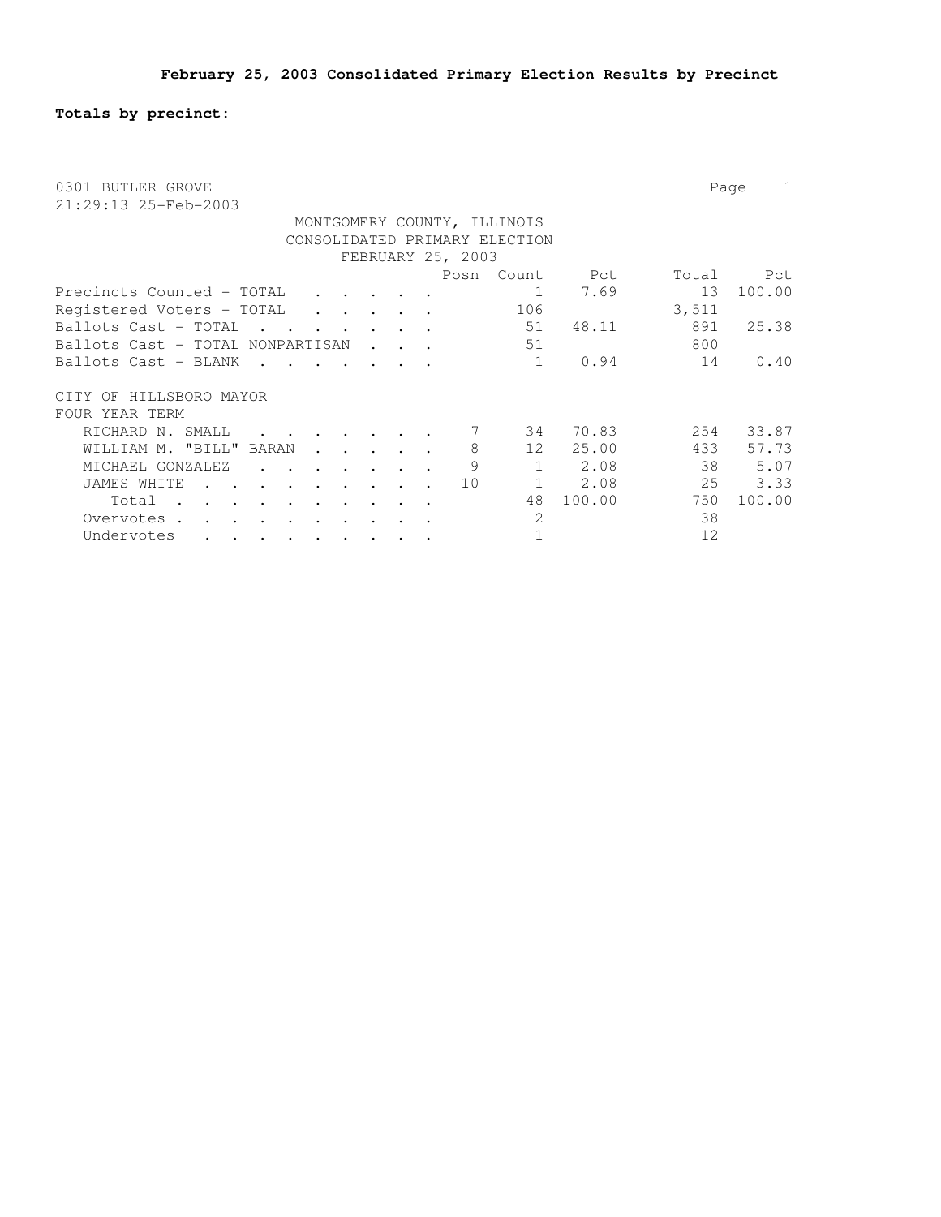# February 25, 2003 Consolidated Primary Election Results by Precinct

**Totals by precinct:**

0301 BUTLER GROVE
21:29:13 25-Feb-2003

MONTGOMERY COUNTY, ILLINOIS
CONSOLIDATED PRIMARY ELECTION
FEBRUARY 25, 2003

| | Posn | Count | Pct | Total | Pct |
|---|---|---|---|---|---|
| Precincts Counted - TOTAL | | 1 | 7.69 | 13 | 100.00 |
| Registered Voters - TOTAL | | 106 | | 3,511 | |
| Ballots Cast - TOTAL | | 51 | 48.11 | 891 | 25.38 |
| Ballots Cast - TOTAL NONPARTISAN | | 51 | | 800 | |
| Ballots Cast - BLANK | | 1 | 0.94 | 14 | 0.40 |

CITY OF HILLSBORO MAYOR
FOUR YEAR TERM

| | Posn | Count | Pct | Total | Pct |
|---|---|---|---|---|---|
| RICHARD N. SMALL | 7 | 34 | 70.83 | 254 | 33.87 |
| WILLIAM M. "BILL" BARAN | 8 | 12 | 25.00 | 433 | 57.73 |
| MICHAEL GONZALEZ | 9 | 1 | 2.08 | 38 | 5.07 |
| JAMES WHITE | 10 | 1 | 2.08 | 25 | 3.33 |
| Total | | 48 | 100.00 | 750 | 100.00 |
| Overvotes | | 2 | | 38 | |
| Undervotes | | 1 | | 12 | |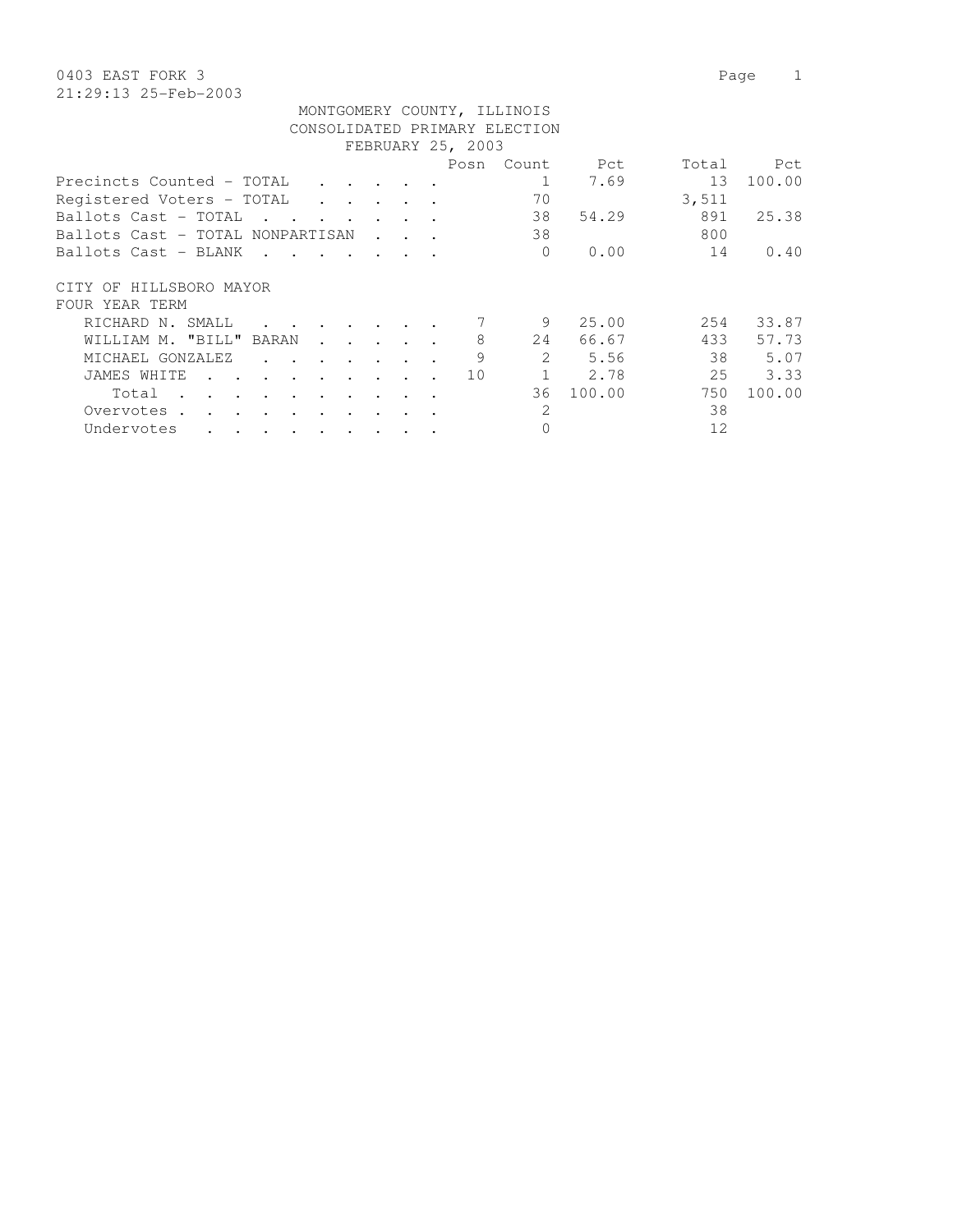0403 EAST FORK 3
21:29:13 25-Feb-2003

MONTGOMERY COUNTY, ILLINOIS
CONSOLIDATED PRIMARY ELECTION
FEBRUARY 25, 2003

| | Posn | Count | Pct | Total | Pct |
|---|---|---|---|---|---|
| Precincts Counted - TOTAL | | 1 | 7.69 | 13 | 100.00 |
| Registered Voters - TOTAL | | 70 | | 3,511 | |
| Ballots Cast - TOTAL | | 38 | 54.29 | 891 | 25.38 |
| Ballots Cast - TOTAL NONPARTISAN | | 38 | | 800 | |
| Ballots Cast - BLANK | | 0 | 0.00 | 14 | 0.40 |

CITY OF HILLSBORO MAYOR
FOUR YEAR TERM

| | Posn | Count | Pct | Total | Pct |
|---|---|---|---|---|---|
| RICHARD N. SMALL | 7 | 9 | 25.00 | 254 | 33.87 |
| WILLIAM M. "BILL" BARAN | 8 | 24 | 66.67 | 433 | 57.73 |
| MICHAEL GONZALEZ | 9 | 2 | 5.56 | 38 | 5.07 |
| JAMES WHITE | 10 | 1 | 2.78 | 25 | 3.33 |
| Total | | 36 | 100.00 | 750 | 100.00 |
| Overvotes | | 2 | | 38 | |
| Undervotes | | 0 | | 12 | |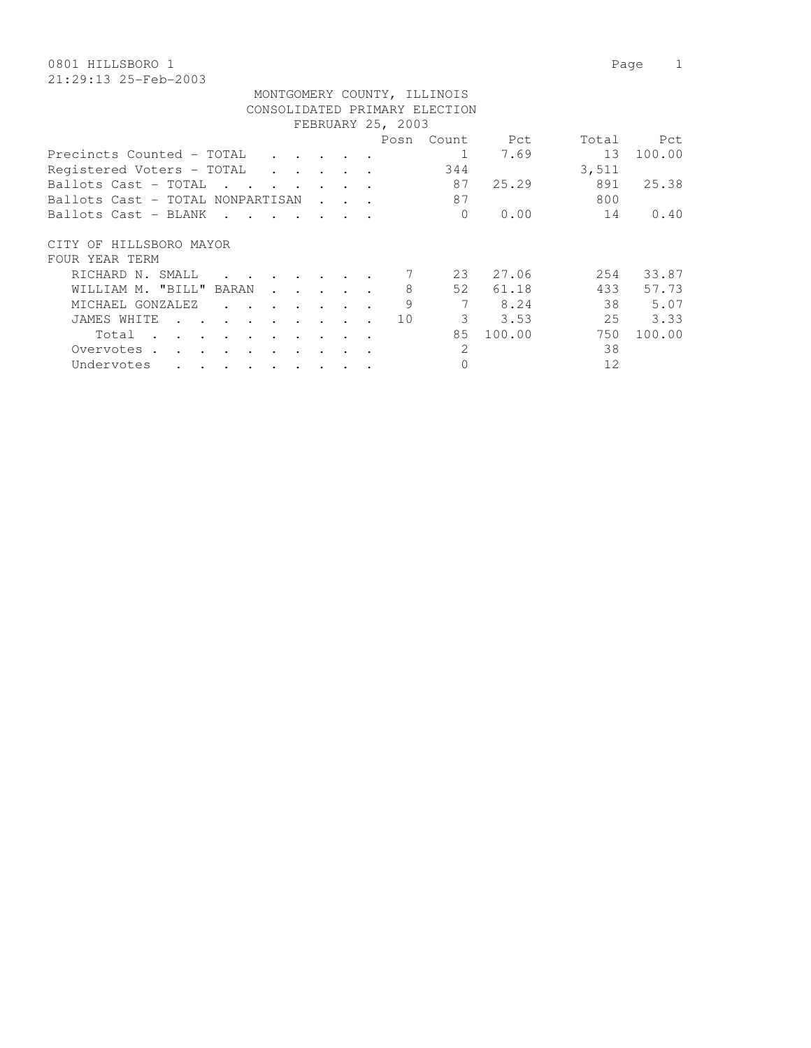0801 HILLSBORO 1

21:29:13 25-Feb-2003

MONTGOMERY COUNTY, ILLINOIS
CONSOLIDATED PRIMARY ELECTION
FEBRUARY 25, 2003

| | Posn | Count | Pct | Total | Pct |
|---|---|---|---|---|---|
| Precincts Counted - TOTAL | | 1 | 7.69 | 13 | 100.00 |
| Registered Voters - TOTAL | | 344 | | 3,511 | |
| Ballots Cast - TOTAL | | 87 | 25.29 | 891 | 25.38 |
| Ballots Cast - TOTAL NONPARTISAN | | 87 | | 800 | |
| Ballots Cast - BLANK | | 0 | 0.00 | 14 | 0.40 |

CITY OF HILLSBORO MAYOR
FOUR YEAR TERM

| | Posn | Count | Pct | Total | Pct |
|---|---|---|---|---|---|
| RICHARD N. SMALL | 7 | 23 | 27.06 | 254 | 33.87 |
| WILLIAM M. "BILL" BARAN | 8 | 52 | 61.18 | 433 | 57.73 |
| MICHAEL GONZALEZ | 9 | 7 | 8.24 | 38 | 5.07 |
| JAMES WHITE | 10 | 3 | 3.53 | 25 | 3.33 |
| Total | | 85 | 100.00 | 750 | 100.00 |
| Overvotes | | 2 | | 38 | |
| Undervotes | | 0 | | 12 | |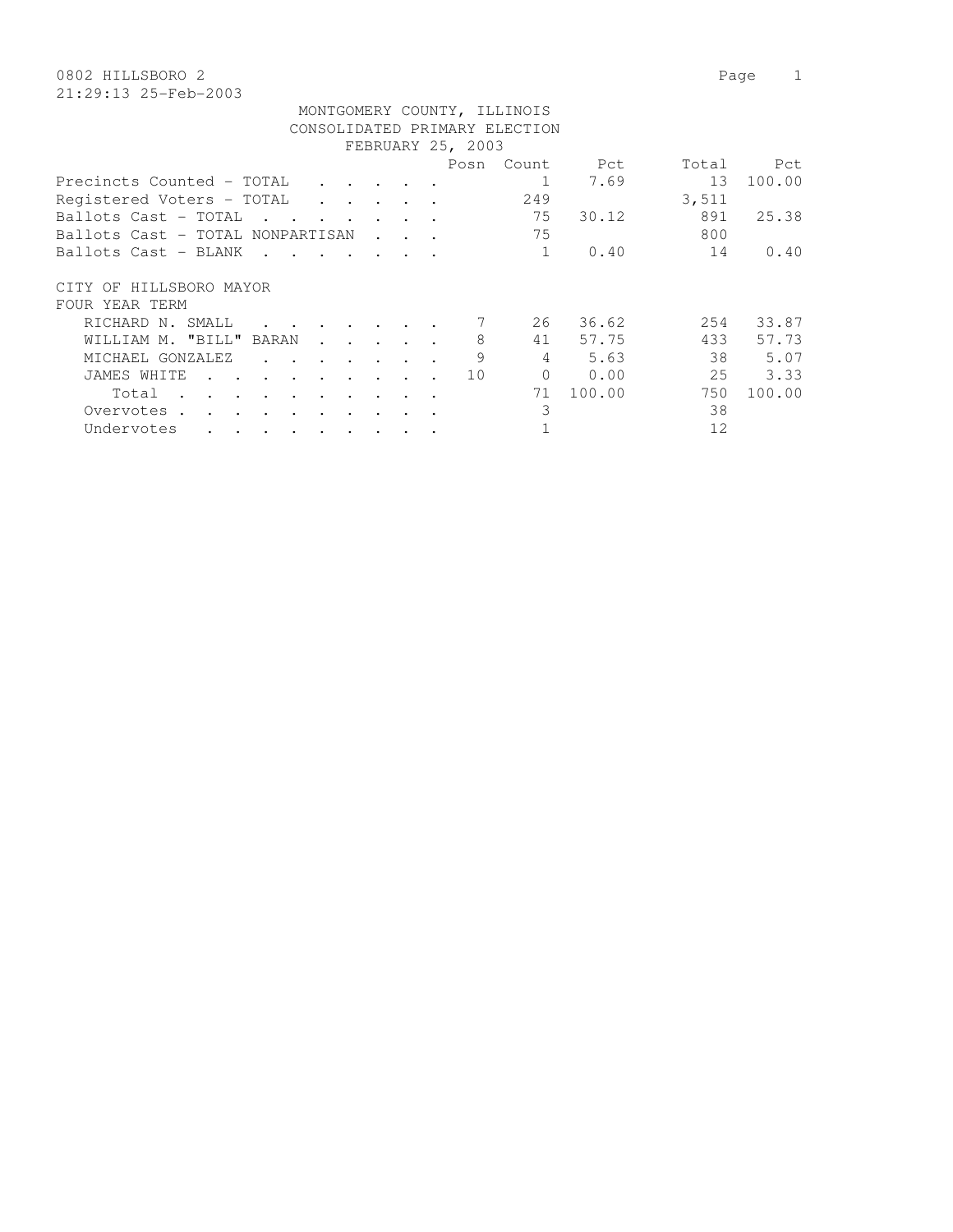0802 HILLSBORO 2

21:29:13 25-Feb-2003

MONTGOMERY COUNTY, ILLINOIS
CONSOLIDATED PRIMARY ELECTION
FEBRUARY 25, 2003

| | Posn | Count | Pct | Total | Pct |
|---|---|---|---|---|---|
| Precincts Counted - TOTAL | | 1 | 7.69 | 13 | 100.00 |
| Registered Voters - TOTAL | | 249 | | 3,511 | |
| Ballots Cast - TOTAL | | 75 | 30.12 | 891 | 25.38 |
| Ballots Cast - TOTAL NONPARTISAN | | 75 | | 800 | |
| Ballots Cast - BLANK | | 1 | 0.40 | 14 | 0.40 |

CITY OF HILLSBORO MAYOR
FOUR YEAR TERM

| | Posn | Count | Pct | Total | Pct |
|---|---|---|---|---|---|
| RICHARD N. SMALL | 7 | 26 | 36.62 | 254 | 33.87 |
| WILLIAM M. "BILL" BARAN | 8 | 41 | 57.75 | 433 | 57.73 |
| MICHAEL GONZALEZ | 9 | 4 | 5.63 | 38 | 5.07 |
| JAMES WHITE | 10 | 0 | 0.00 | 25 | 3.33 |
| Total | | 71 | 100.00 | 750 | 100.00 |
| Overvotes | | 3 | | 38 | |
| Undervotes | | 1 | | 12 | |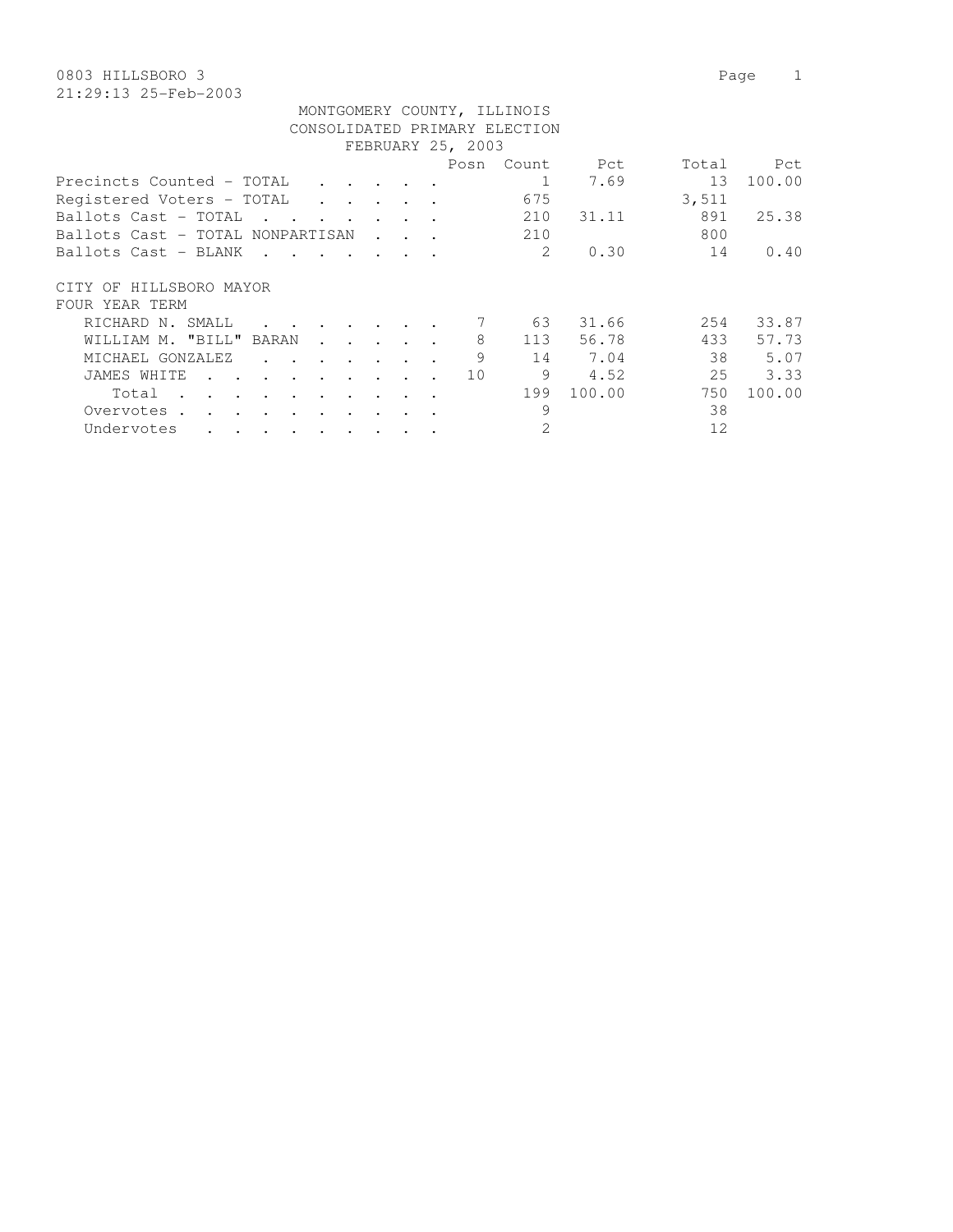0803 HILLSBORO 3

21:29:13 25-Feb-2003

MONTGOMERY COUNTY, ILLINOIS
CONSOLIDATED PRIMARY ELECTION
FEBRUARY 25, 2003

| | Posn | Count | Pct | Total | Pct |
|---|---|---|---|---|---|
| Precincts Counted - TOTAL | | 1 | 7.69 | 13 | 100.00 |
| Registered Voters - TOTAL | | 675 | | 3,511 | |
| Ballots Cast - TOTAL | | 210 | 31.11 | 891 | 25.38 |
| Ballots Cast - TOTAL NONPARTISAN | | 210 | | 800 | |
| Ballots Cast - BLANK | | 2 | 0.30 | 14 | 0.40 |

CITY OF HILLSBORO MAYOR
FOUR YEAR TERM

| | Posn | Count | Pct | Total | Pct |
|---|---|---|---|---|---|
| RICHARD N. SMALL | 7 | 63 | 31.66 | 254 | 33.87 |
| WILLIAM M. "BILL" BARAN | 8 | 113 | 56.78 | 433 | 57.73 |
| MICHAEL GONZALEZ | 9 | 14 | 7.04 | 38 | 5.07 |
| JAMES WHITE | 10 | 9 | 4.52 | 25 | 3.33 |
| Total | | 199 | 100.00 | 750 | 100.00 |
| Overvotes | | 9 | | 38 | |
| Undervotes | | 2 | | 12 | |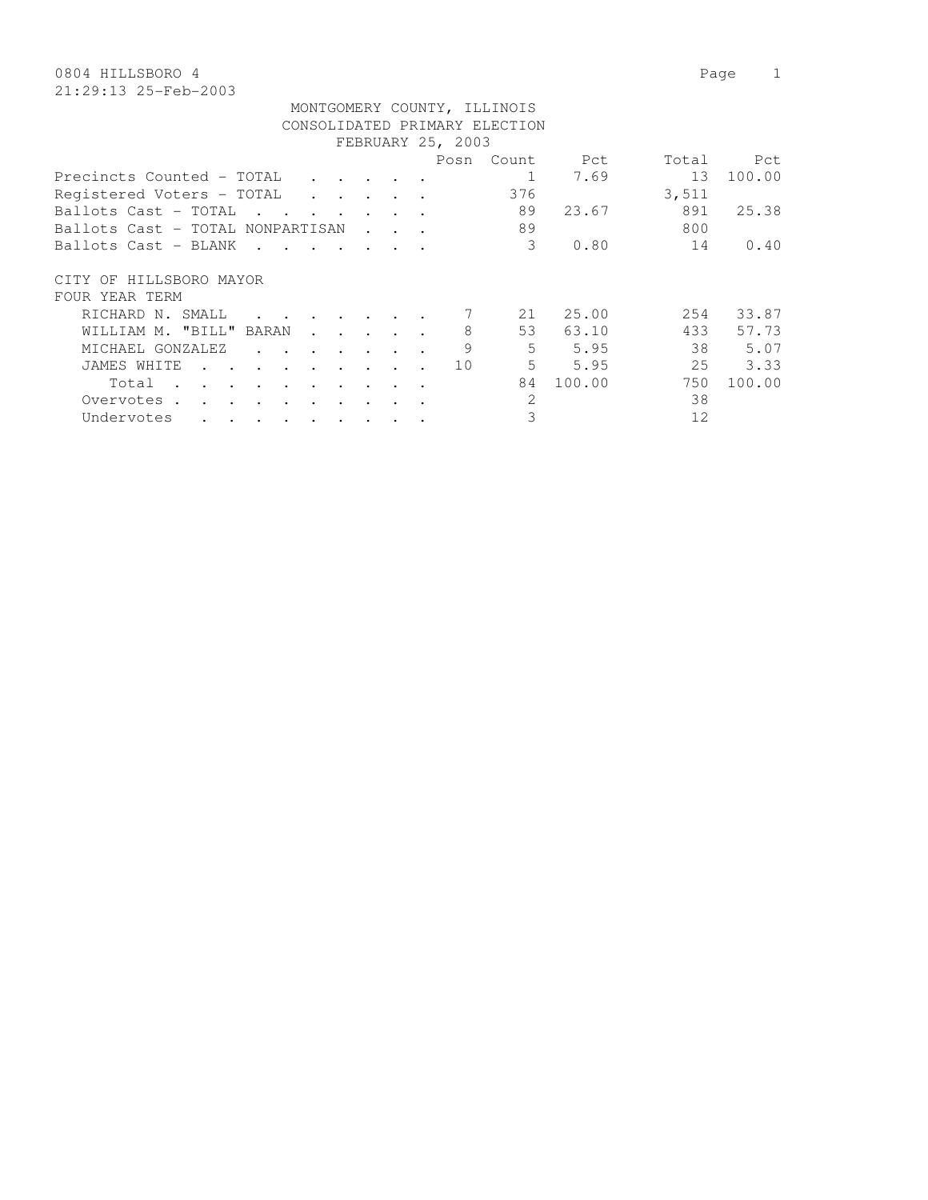0804 HILLSBORO 4

21:29:13 25-Feb-2003

MONTGOMERY COUNTY, ILLINOIS
CONSOLIDATED PRIMARY ELECTION
FEBRUARY 25, 2003

| | Posn | Count | Pct | Total | Pct |
|---|---|---|---|---|---|
| Precincts Counted - TOTAL | | 1 | 7.69 | 13 | 100.00 |
| Registered Voters - TOTAL | | 376 | | 3,511 | |
| Ballots Cast - TOTAL | | 89 | 23.67 | 891 | 25.38 |
| Ballots Cast - TOTAL NONPARTISAN | | 89 | | 800 | |
| Ballots Cast - BLANK | | 3 | 0.80 | 14 | 0.40 |

CITY OF HILLSBORO MAYOR
FOUR YEAR TERM

| | Posn | Count | Pct | Total | Pct |
|---|---|---|---|---|---|
| RICHARD N. SMALL | 7 | 21 | 25.00 | 254 | 33.87 |
| WILLIAM M. "BILL" BARAN | 8 | 53 | 63.10 | 433 | 57.73 |
| MICHAEL GONZALEZ | 9 | 5 | 5.95 | 38 | 5.07 |
| JAMES WHITE | 10 | 5 | 5.95 | 25 | 3.33 |
| Total | | 84 | 100.00 | 750 | 100.00 |
| Overvotes | | 2 | | 38 | |
| Undervotes | | 3 | | 12 | |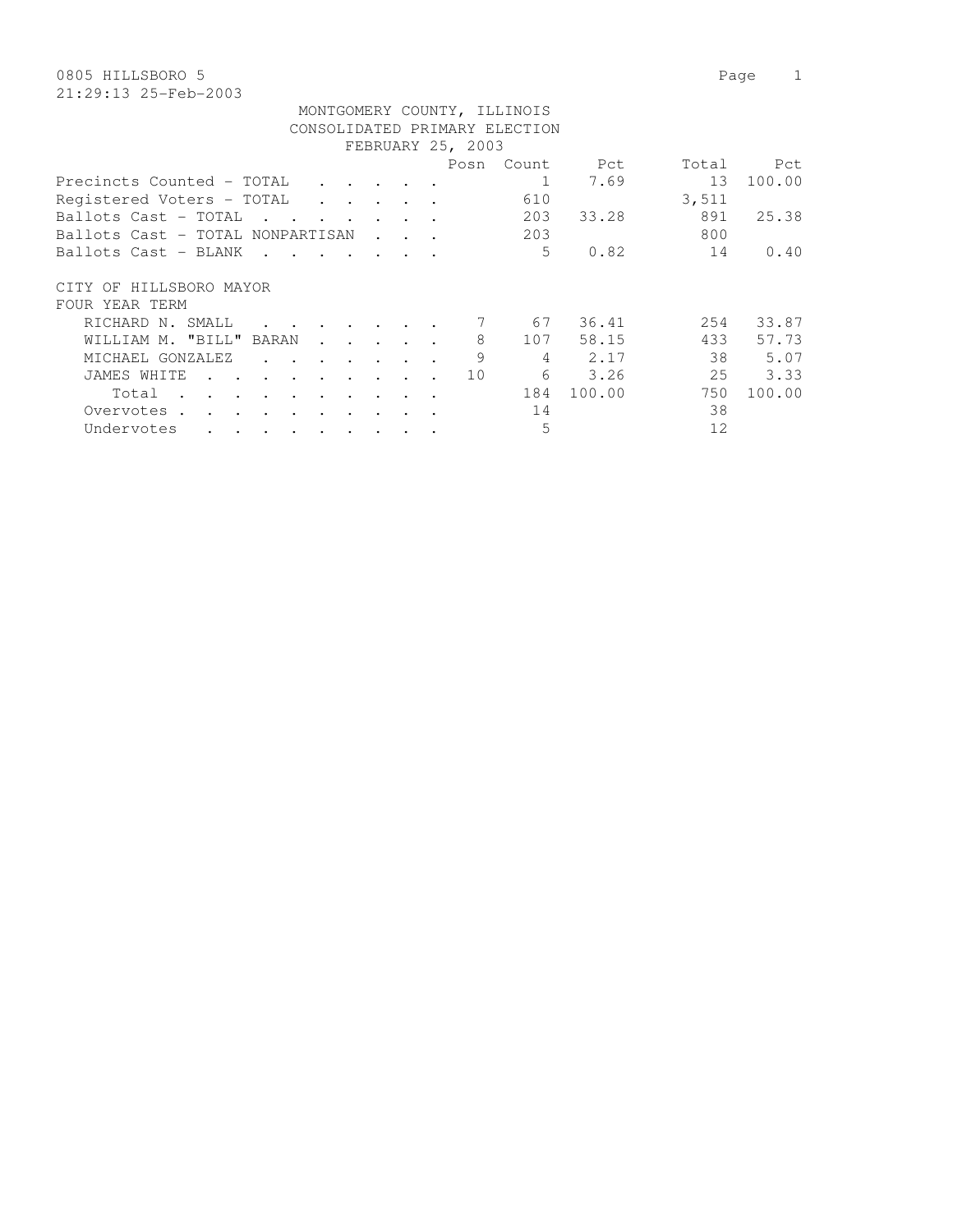0805 HILLSBORO 5
21:29:13 25-Feb-2003

MONTGOMERY COUNTY, ILLINOIS
CONSOLIDATED PRIMARY ELECTION
FEBRUARY 25, 2003

| | Posn | Count | Pct | Total | Pct |
|---|---|---|---|---|---|
| Precincts Counted - TOTAL | | 1 | 7.69 | 13 | 100.00 |
| Registered Voters - TOTAL | | 610 | | 3,511 | |
| Ballots Cast - TOTAL | | 203 | 33.28 | 891 | 25.38 |
| Ballots Cast - TOTAL NONPARTISAN | | 203 | | 800 | |
| Ballots Cast - BLANK | | 5 | 0.82 | 14 | 0.40 |

CITY OF HILLSBORO MAYOR
FOUR YEAR TERM

| | Posn | Count | Pct | Total | Pct |
|---|---|---|---|---|---|
| RICHARD N. SMALL | 7 | 67 | 36.41 | 254 | 33.87 |
| WILLIAM M. "BILL" BARAN | 8 | 107 | 58.15 | 433 | 57.73 |
| MICHAEL GONZALEZ | 9 | 4 | 2.17 | 38 | 5.07 |
| JAMES WHITE | 10 | 6 | 3.26 | 25 | 3.33 |
| Total | | 184 | 100.00 | 750 | 100.00 |
| Overvotes | | 14 | | 38 | |
| Undervotes | | 5 | | 12 | |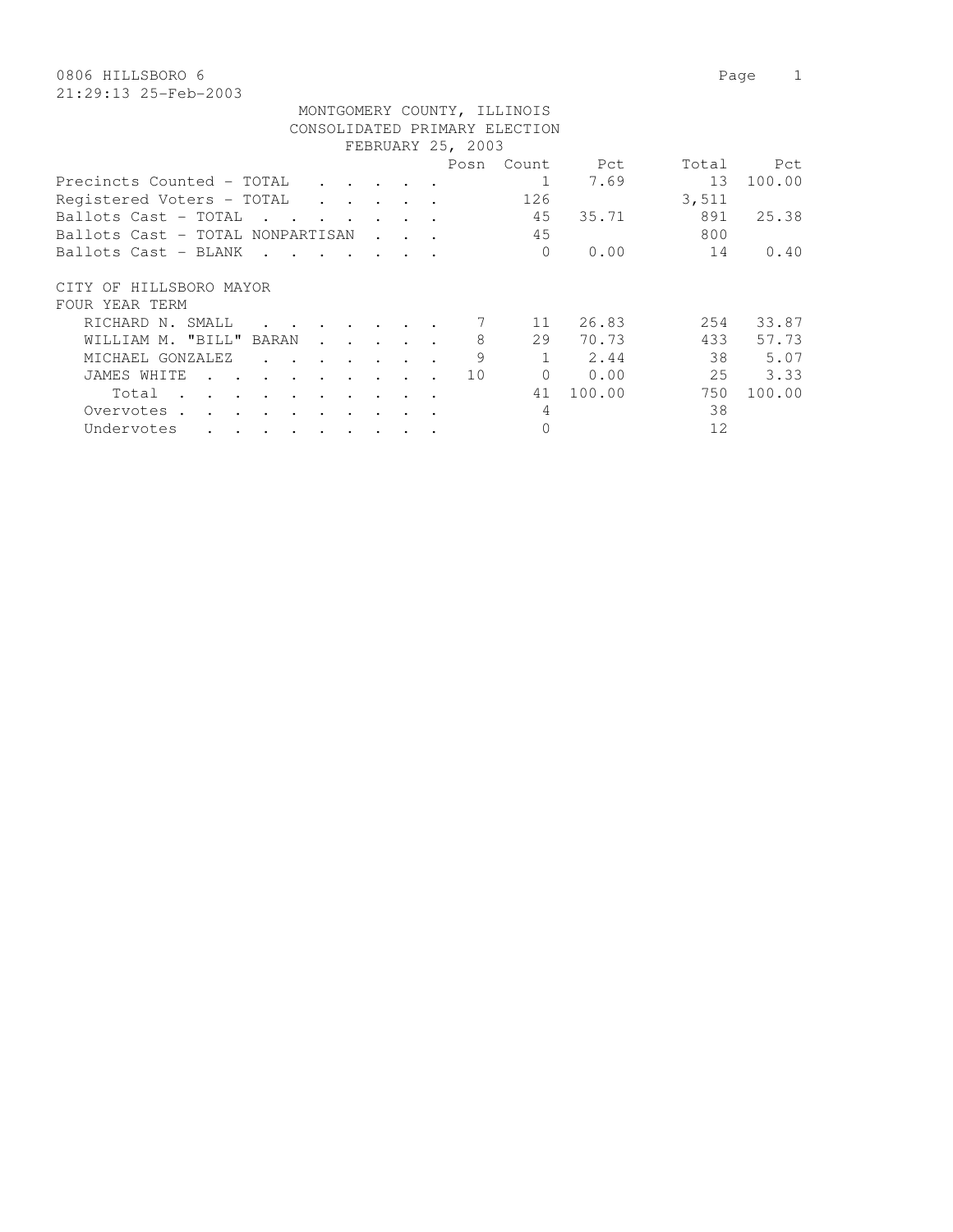0806 HILLSBORO 6

21:29:13 25-Feb-2003

MONTGOMERY COUNTY, ILLINOIS
CONSOLIDATED PRIMARY ELECTION
FEBRUARY 25, 2003

| | Posn | Count | Pct | Total | Pct |
|---|---|---|---|---|---|
| Precincts Counted - TOTAL | | 1 | 7.69 | 13 | 100.00 |
| Registered Voters - TOTAL | | 126 | | 3,511 | |
| Ballots Cast - TOTAL | | 45 | 35.71 | 891 | 25.38 |
| Ballots Cast - TOTAL NONPARTISAN | | 45 | | 800 | |
| Ballots Cast - BLANK | | 0 | 0.00 | 14 | 0.40 |

CITY OF HILLSBORO MAYOR
FOUR YEAR TERM

| | Posn | Count | Pct | Total | Pct |
|---|---|---|---|---|---|
| RICHARD N. SMALL | 7 | 11 | 26.83 | 254 | 33.87 |
| WILLIAM M. "BILL" BARAN | 8 | 29 | 70.73 | 433 | 57.73 |
| MICHAEL GONZALEZ | 9 | 1 | 2.44 | 38 | 5.07 |
| JAMES WHITE | 10 | 0 | 0.00 | 25 | 3.33 |
| Total | | 41 | 100.00 | 750 | 100.00 |
| Overvotes | | 4 | | 38 | |
| Undervotes | | 0 | | 12 | |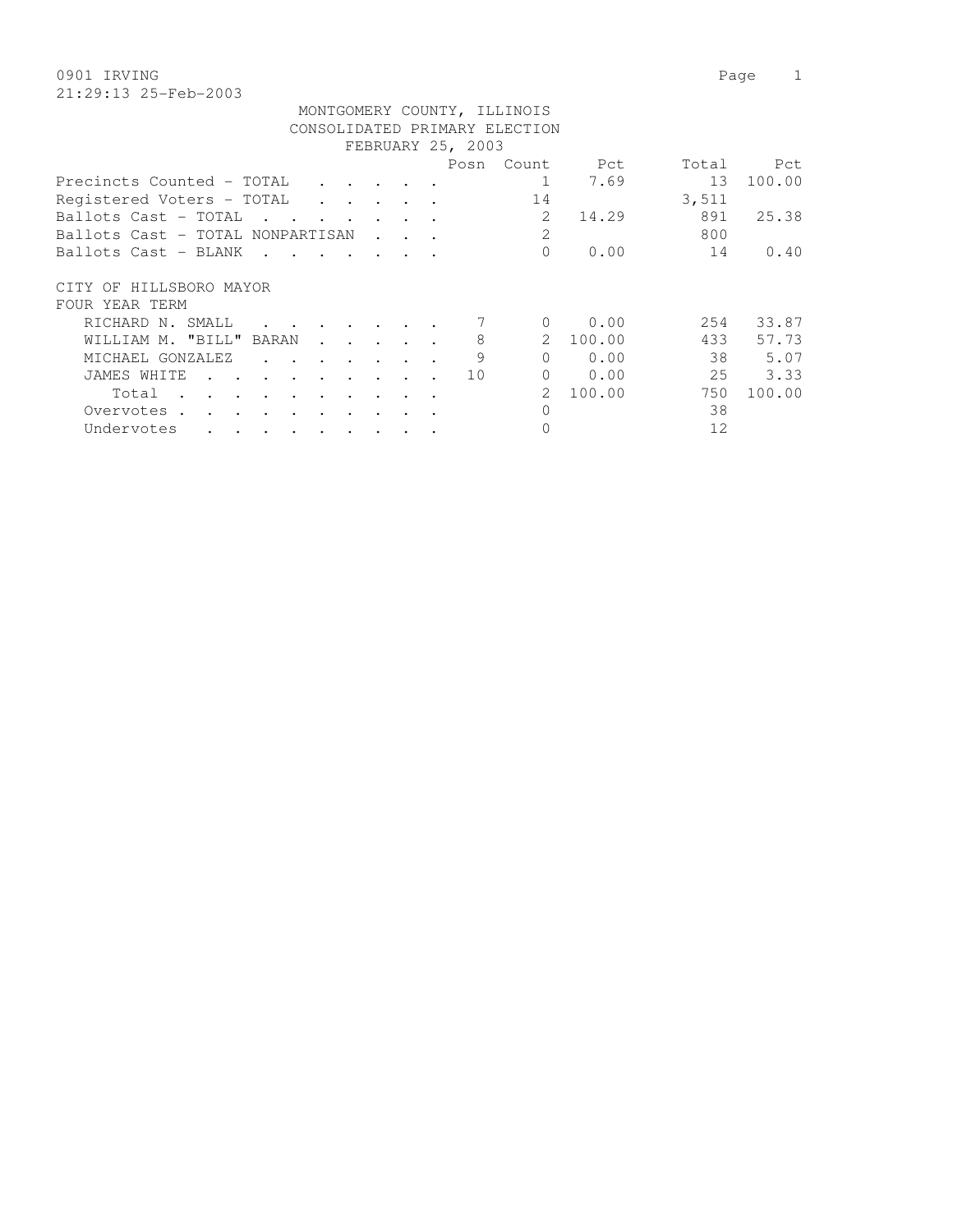0901 IRVING

21:29:13 25-Feb-2003

MONTGOMERY COUNTY, ILLINOIS
CONSOLIDATED PRIMARY ELECTION
FEBRUARY 25, 2003

| | Posn | Count | Pct | Total | Pct |
|---|---|---|---|---|---|
| Precincts Counted - TOTAL | | 1 | 7.69 | 13 | 100.00 |
| Registered Voters - TOTAL | | 14 | | 3,511 | |
| Ballots Cast - TOTAL | | 2 | 14.29 | 891 | 25.38 |
| Ballots Cast - TOTAL NONPARTISAN | | 2 | | 800 | |
| Ballots Cast - BLANK | | 0 | 0.00 | 14 | 0.40 |

CITY OF HILLSBORO MAYOR
FOUR YEAR TERM

| | Posn | Count | Pct | Total | Pct |
|---|---|---|---|---|---|
| RICHARD N. SMALL | 7 | 0 | 0.00 | 254 | 33.87 |
| WILLIAM M. "BILL" BARAN | 8 | 2 | 100.00 | 433 | 57.73 |
| MICHAEL GONZALEZ | 9 | 0 | 0.00 | 38 | 5.07 |
| JAMES WHITE | 10 | 0 | 0.00 | 25 | 3.33 |
| Total | | 2 | 100.00 | 750 | 100.00 |
| Overvotes | | 0 | | 38 | |
| Undervotes | | 0 | | 12 | |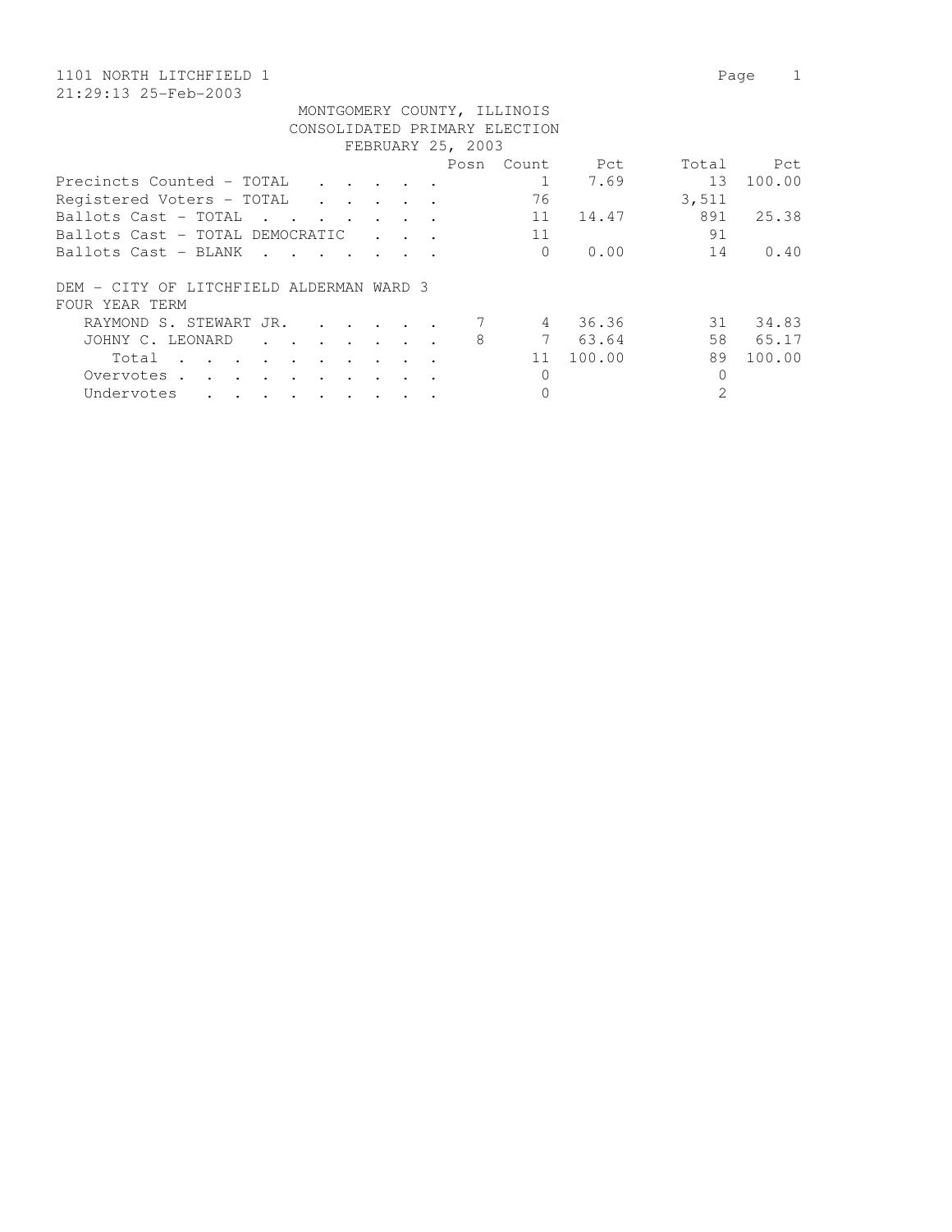1101 NORTH LITCHFIELD 1

21:29:13 25-Feb-2003

MONTGOMERY COUNTY, ILLINOIS
CONSOLIDATED PRIMARY ELECTION
FEBRUARY 25, 2003

| | Posn | Count | Pct | Total | Pct |
|---|---|---|---|---|---|
| Precincts Counted - TOTAL | | 1 | 7.69 | 13 | 100.00 |
| Registered Voters - TOTAL | | 76 | | 3,511 | |
| Ballots Cast - TOTAL | | 11 | 14.47 | 891 | 25.38 |
| Ballots Cast - TOTAL DEMOCRATIC | | 11 | | 91 | |
| Ballots Cast - BLANK | | 0 | 0.00 | 14 | 0.40 |

DEM - CITY OF LITCHFIELD ALDERMAN WARD 3
FOUR YEAR TERM

| | Posn | Count | Pct | Total | Pct |
|---|---|---|---|---|---|
| RAYMOND S. STEWART JR. | 7 | 4 | 36.36 | 31 | 34.83 |
| JOHNY C. LEONARD | 8 | 7 | 63.64 | 58 | 65.17 |
| Total | | 11 | 100.00 | 89 | 100.00 |
| Overvotes | | 0 | | 0 | |
| Undervotes | | 0 | | 2 | |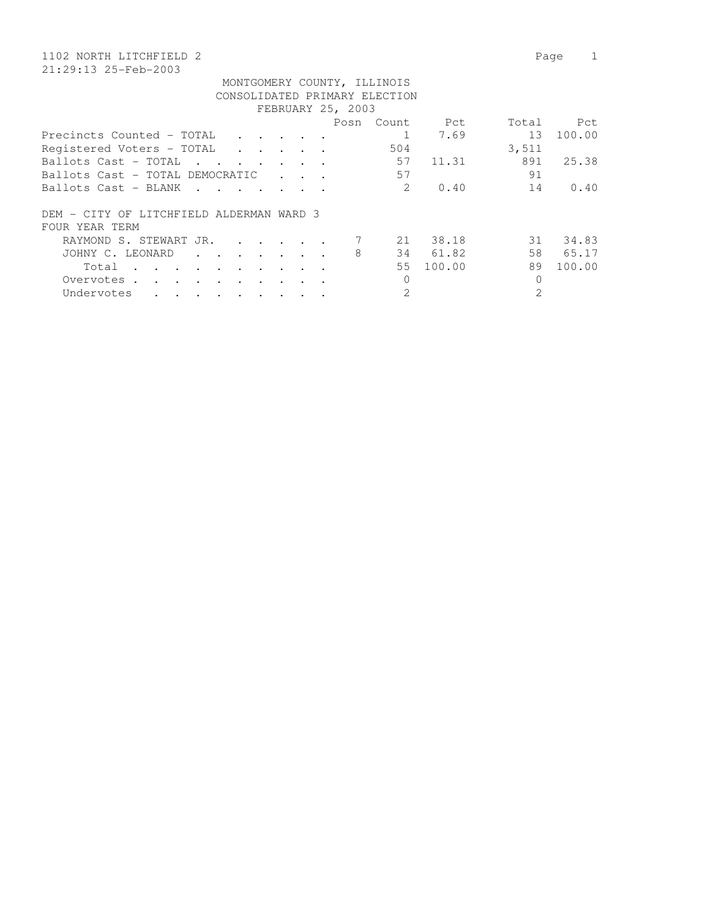1102 NORTH LITCHFIELD 2

21:29:13 25-Feb-2003

MONTGOMERY COUNTY, ILLINOIS
CONSOLIDATED PRIMARY ELECTION
FEBRUARY 25, 2003

| | Posn | Count | Pct | Total | Pct |
|---|---|---|---|---|---|
| Precincts Counted - TOTAL | | 1 | 7.69 | 13 | 100.00 |
| Registered Voters - TOTAL | | 504 | | 3,511 | |
| Ballots Cast - TOTAL | | 57 | 11.31 | 891 | 25.38 |
| Ballots Cast - TOTAL DEMOCRATIC | | 57 | | 91 | |
| Ballots Cast - BLANK | | 2 | 0.40 | 14 | 0.40 |

DEM - CITY OF LITCHFIELD ALDERMAN WARD 3
FOUR YEAR TERM

| | Posn | Count | Pct | Total | Pct |
|---|---|---|---|---|---|
| RAYMOND S. STEWART JR. | 7 | 21 | 38.18 | 31 | 34.83 |
| JOHNY C. LEONARD | 8 | 34 | 61.82 | 58 | 65.17 |
| Total | | 55 | 100.00 | 89 | 100.00 |
| Overvotes | | 0 | | 0 | |
| Undervotes | | 2 | | 2 | |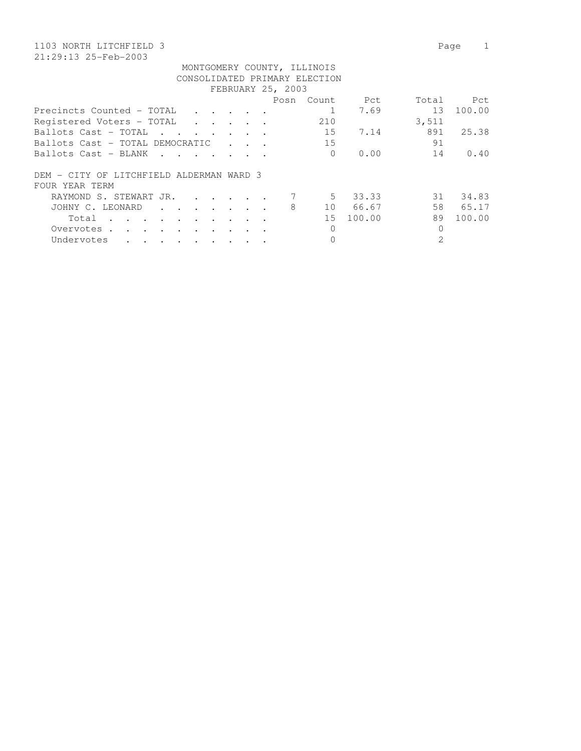1103 NORTH LITCHFIELD 3

21:29:13 25-Feb-2003

MONTGOMERY COUNTY, ILLINOIS
CONSOLIDATED PRIMARY ELECTION
FEBRUARY 25, 2003

| | Posn | Count | Pct | Total | Pct |
|---|---|---|---|---|---|
| Precincts Counted - TOTAL | | 1 | 7.69 | 13 | 100.00 |
| Registered Voters - TOTAL | | 210 | | 3,511 | |
| Ballots Cast - TOTAL | | 15 | 7.14 | 891 | 25.38 |
| Ballots Cast - TOTAL DEMOCRATIC | | 15 | | 91 | |
| Ballots Cast - BLANK | | 0 | 0.00 | 14 | 0.40 |

DEM - CITY OF LITCHFIELD ALDERMAN WARD 3
FOUR YEAR TERM

| | Posn | Count | Pct | Total | Pct |
|---|---|---|---|---|---|
| RAYMOND S. STEWART JR. | 7 | 5 | 33.33 | 31 | 34.83 |
| JOHNY C. LEONARD | 8 | 10 | 66.67 | 58 | 65.17 |
| Total | | 15 | 100.00 | 89 | 100.00 |
| Overvotes | | 0 | | 0 | |
| Undervotes | | 0 | | 2 | |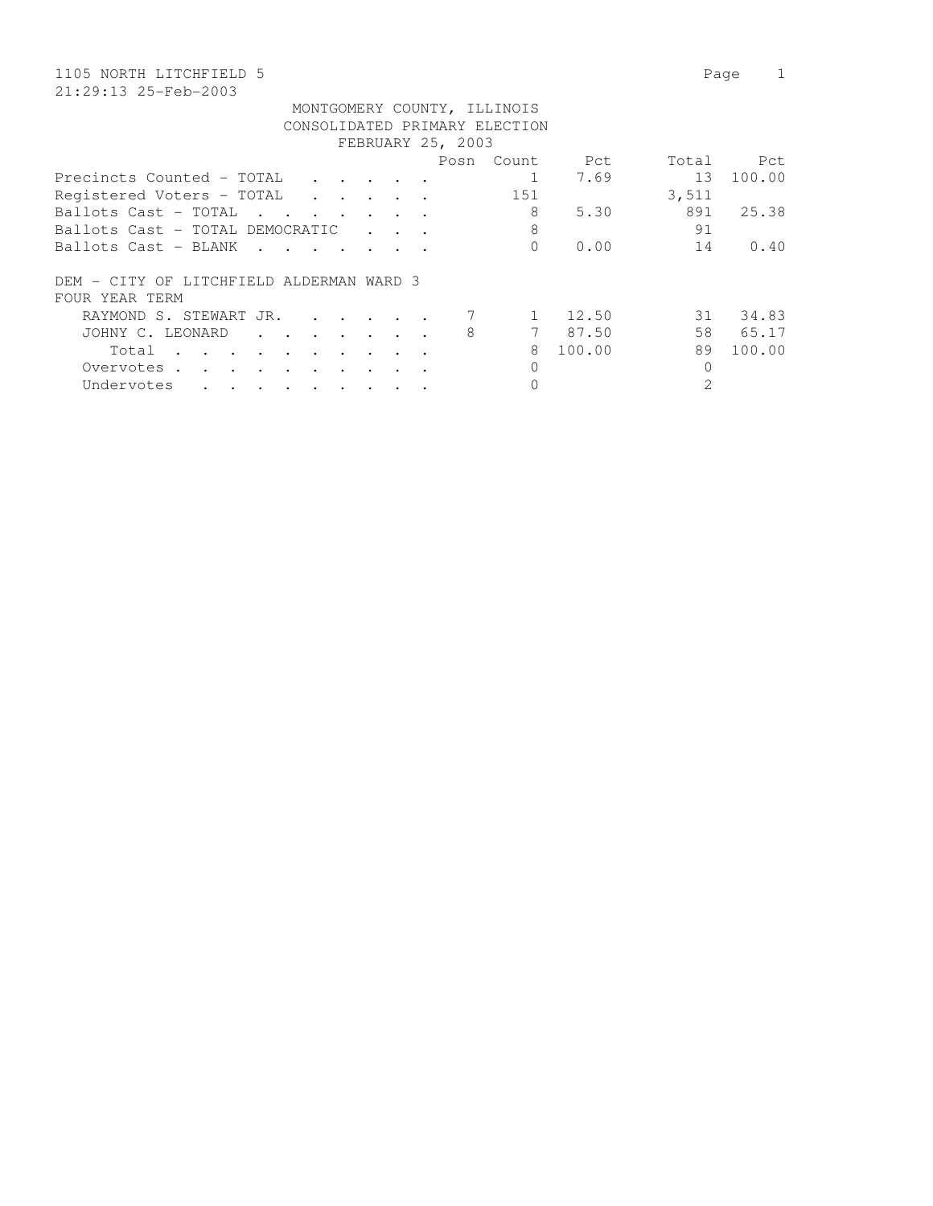1105 NORTH LITCHFIELD 5

21:29:13 25-Feb-2003

MONTGOMERY COUNTY, ILLINOIS
CONSOLIDATED PRIMARY ELECTION
FEBRUARY 25, 2003

| | Posn | Count | Pct | Total | Pct |
|---|---|---|---|---|---|
| Precincts Counted - TOTAL | | 1 | 7.69 | 13 | 100.00 |
| Registered Voters - TOTAL | | 151 | | 3,511 | |
| Ballots Cast - TOTAL | | 8 | 5.30 | 891 | 25.38 |
| Ballots Cast - TOTAL DEMOCRATIC | | 8 | | 91 | |
| Ballots Cast - BLANK | | 0 | 0.00 | 14 | 0.40 |

DEM - CITY OF LITCHFIELD ALDERMAN WARD 3
FOUR YEAR TERM

| | Posn | Count | Pct | Total | Pct |
|---|---|---|---|---|---|
| RAYMOND S. STEWART JR. | 7 | 1 | 12.50 | 31 | 34.83 |
| JOHNY C. LEONARD | 8 | 7 | 87.50 | 58 | 65.17 |
| Total | | 8 | 100.00 | 89 | 100.00 |
| Overvotes | | 0 | | 0 | |
| Undervotes | | 0 | | 2 | |